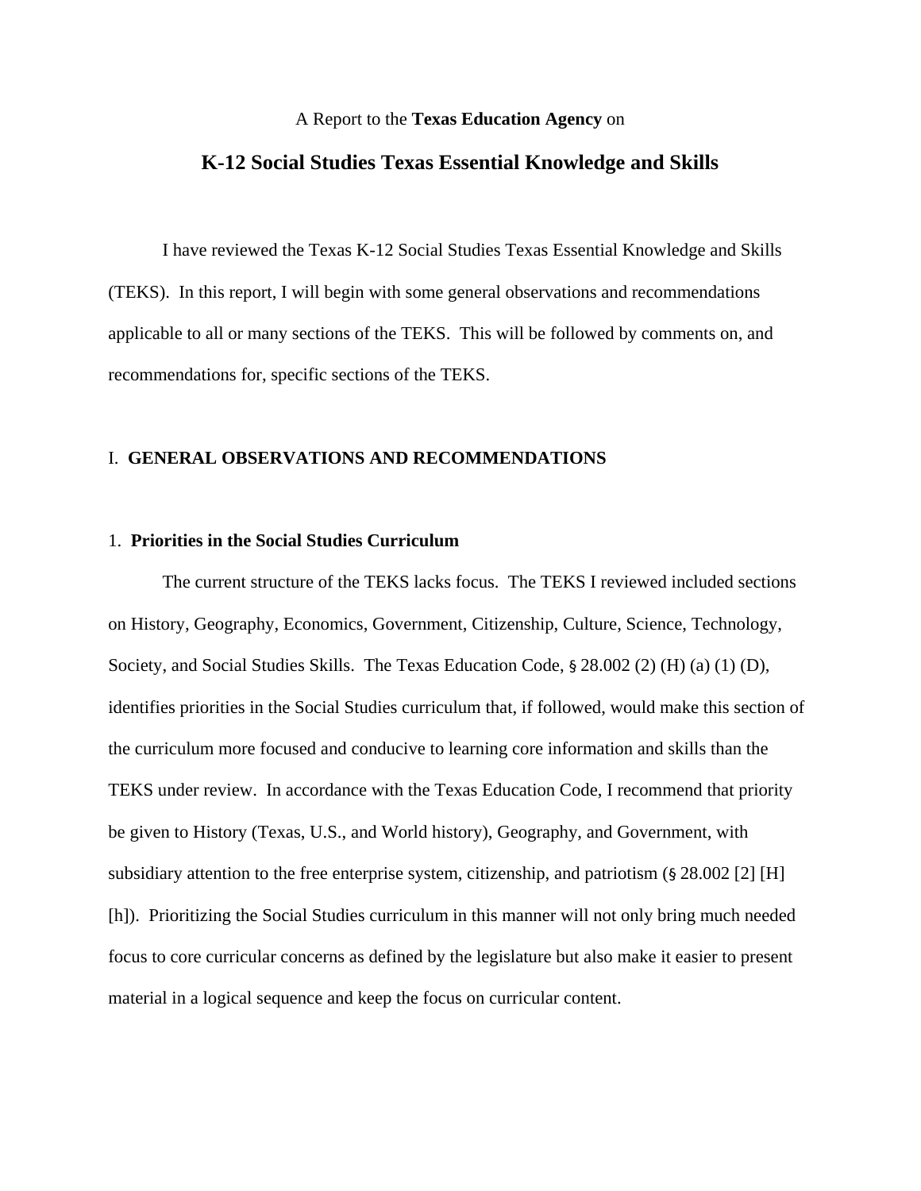A Report to the **Texas Education Agency** on

# K-12 Social Studies Texas Essential Knowledge and Skills

I have reviewed the Texas K-12 Social Studies Texas Essential Knowledge and Skills (TEKS). In this report, I will begin with some general observations and recommendations applicable to all or many sections of the TEKS. This will be followed by comments on, and recommendations for, specific sections of the TEKS.

## I. GENERAL OBSERVATIONS AND RECOMMENDATIONS

### 1. Priorities in the Social Studies Curriculum

The current structure of the TEKS lacks focus. The TEKS I reviewed included sections on History, Geography, Economics, Government, Citizenship, Culture, Science, Technology, Society, and Social Studies Skills. The Texas Education Code, § 28.002 (2) (H) (a) (1) (D), identifies priorities in the Social Studies curriculum that, if followed, would make this section of the curriculum more focused and conducive to learning core information and skills than the TEKS under review. In accordance with the Texas Education Code, I recommend that priority be given to History (Texas, U.S., and World history), Geography, and Government, with subsidiary attention to the free enterprise system, citizenship, and patriotism (§ 28.002 [2] [H] [h]). Prioritizing the Social Studies curriculum in this manner will not only bring much needed focus to core curricular concerns as defined by the legislature but also make it easier to present material in a logical sequence and keep the focus on curricular content.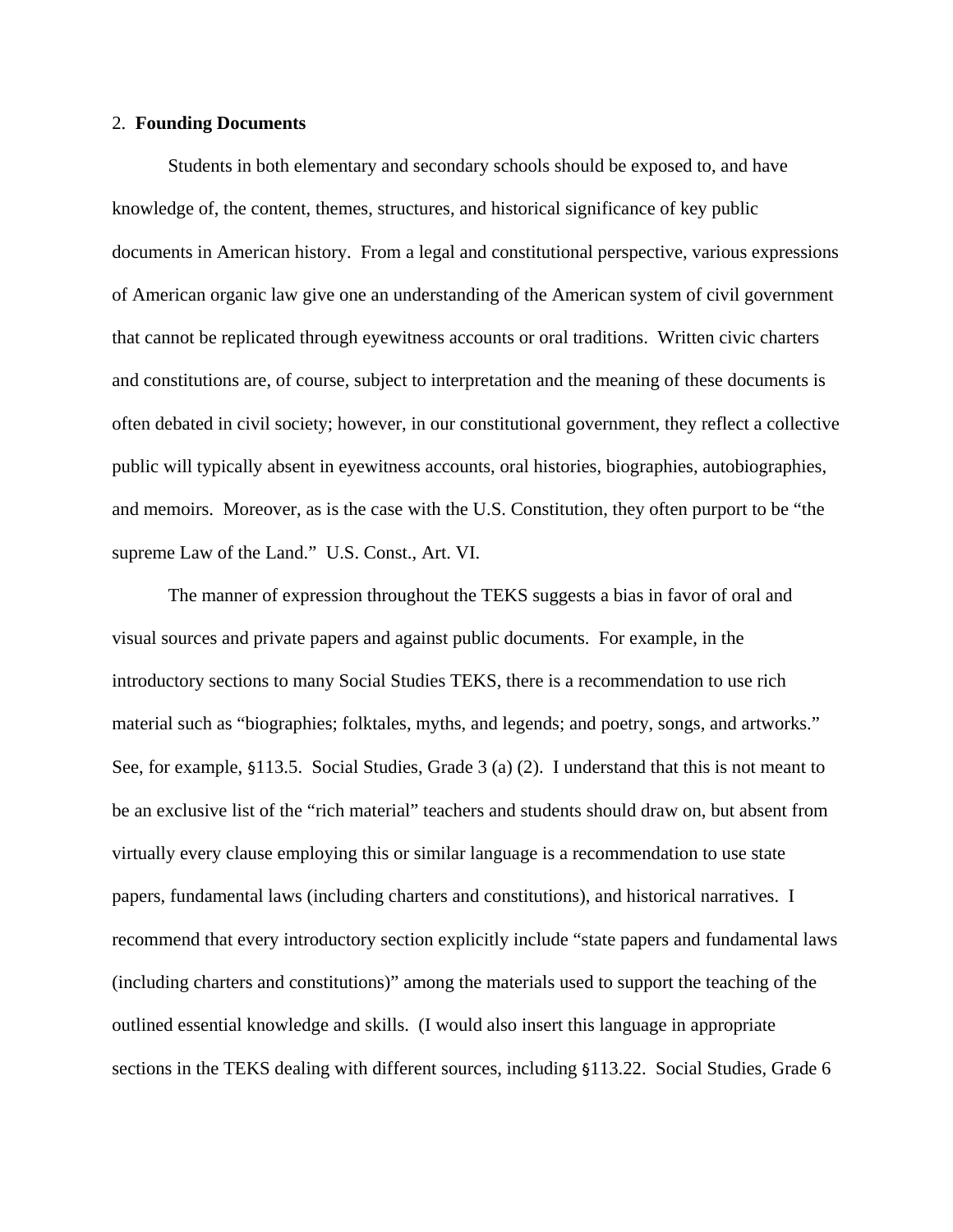2. **Founding Documents**

Students in both elementary and secondary schools should be exposed to, and have knowledge of, the content, themes, structures, and historical significance of key public documents in American history. From a legal and constitutional perspective, various expressions of American organic law give one an understanding of the American system of civil government that cannot be replicated through eyewitness accounts or oral traditions. Written civic charters and constitutions are, of course, subject to interpretation and the meaning of these documents is often debated in civil society; however, in our constitutional government, they reflect a collective public will typically absent in eyewitness accounts, oral histories, biographies, autobiographies, and memoirs. Moreover, as is the case with the U.S. Constitution, they often purport to be "the supreme Law of the Land." U.S. Const., Art. VI.

The manner of expression throughout the TEKS suggests a bias in favor of oral and visual sources and private papers and against public documents. For example, in the introductory sections to many Social Studies TEKS, there is a recommendation to use rich material such as "biographies; folktales, myths, and legends; and poetry, songs, and artworks." See, for example, §113.5. Social Studies, Grade 3 (a) (2). I understand that this is not meant to be an exclusive list of the "rich material" teachers and students should draw on, but absent from virtually every clause employing this or similar language is a recommendation to use state papers, fundamental laws (including charters and constitutions), and historical narratives. I recommend that every introductory section explicitly include "state papers and fundamental laws (including charters and constitutions)" among the materials used to support the teaching of the outlined essential knowledge and skills. (I would also insert this language in appropriate sections in the TEKS dealing with different sources, including §113.22. Social Studies, Grade 6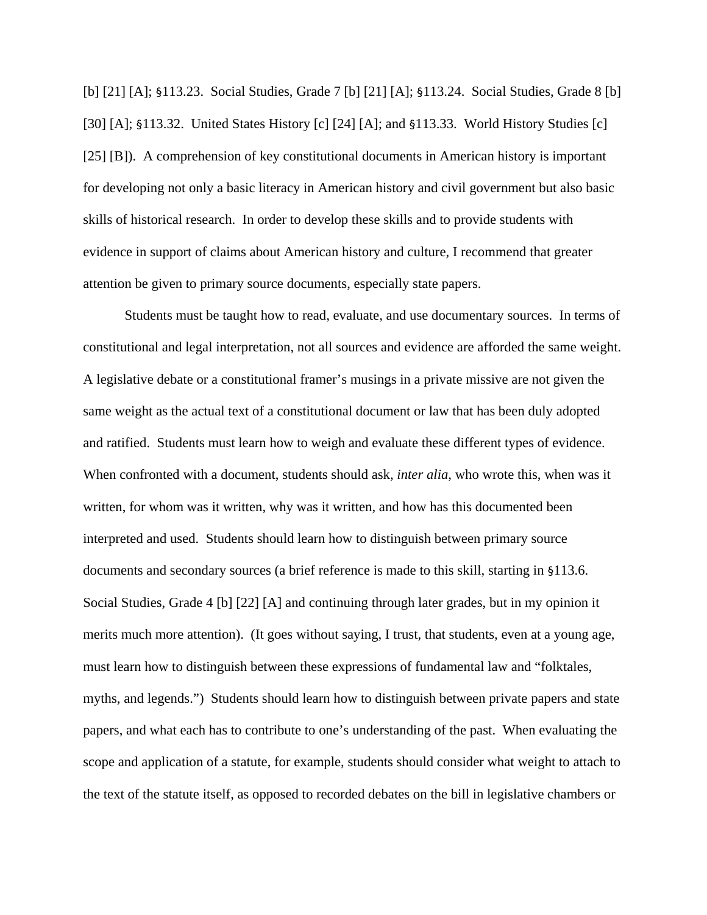[b] [21] [A]; §113.23. Social Studies, Grade 7 [b] [21] [A]; §113.24. Social Studies, Grade 8 [b] [30] [A]; §113.32. United States History [c] [24] [A]; and §113.33. World History Studies [c] [25] [B]). A comprehension of key constitutional documents in American history is important for developing not only a basic literacy in American history and civil government but also basic skills of historical research. In order to develop these skills and to provide students with evidence in support of claims about American history and culture, I recommend that greater attention be given to primary source documents, especially state papers.

Students must be taught how to read, evaluate, and use documentary sources. In terms of constitutional and legal interpretation, not all sources and evidence are afforded the same weight. A legislative debate or a constitutional framer's musings in a private missive are not given the same weight as the actual text of a constitutional document or law that has been duly adopted and ratified. Students must learn how to weigh and evaluate these different types of evidence. When confronted with a document, students should ask, *inter alia*, who wrote this, when was it written, for whom was it written, why was it written, and how has this documented been interpreted and used. Students should learn how to distinguish between primary source documents and secondary sources (a brief reference is made to this skill, starting in §113.6. Social Studies, Grade 4 [b] [22] [A] and continuing through later grades, but in my opinion it merits much more attention). (It goes without saying, I trust, that students, even at a young age, must learn how to distinguish between these expressions of fundamental law and "folktales, myths, and legends.") Students should learn how to distinguish between private papers and state papers, and what each has to contribute to one's understanding of the past. When evaluating the scope and application of a statute, for example, students should consider what weight to attach to the text of the statute itself, as opposed to recorded debates on the bill in legislative chambers or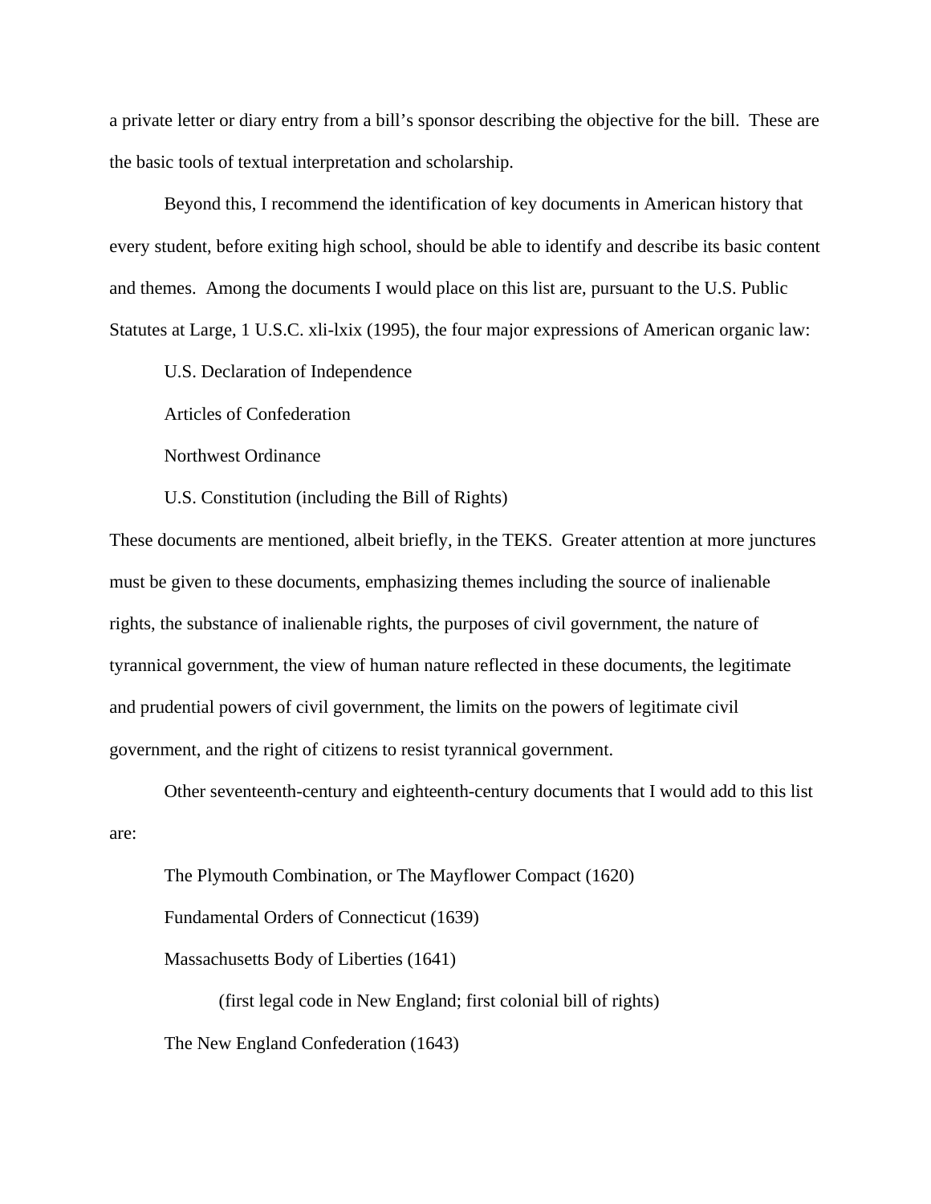a private letter or diary entry from a bill's sponsor describing the objective for the bill. These are the basic tools of textual interpretation and scholarship.

Beyond this, I recommend the identification of key documents in American history that every student, before exiting high school, should be able to identify and describe its basic content and themes. Among the documents I would place on this list are, pursuant to the U.S. Public Statutes at Large, 1 U.S.C. xli-lxix (1995), the four major expressions of American organic law:

U.S. Declaration of Independence

Articles of Confederation

Northwest Ordinance

U.S. Constitution (including the Bill of Rights)

These documents are mentioned, albeit briefly, in the TEKS. Greater attention at more junctures must be given to these documents, emphasizing themes including the source of inalienable rights, the substance of inalienable rights, the purposes of civil government, the nature of tyrannical government, the view of human nature reflected in these documents, the legitimate and prudential powers of civil government, the limits on the powers of legitimate civil government, and the right of citizens to resist tyrannical government.

Other seventeenth-century and eighteenth-century documents that I would add to this list are:

The Plymouth Combination, or The Mayflower Compact (1620)

Fundamental Orders of Connecticut (1639)

Massachusetts Body of Liberties (1641)

(first legal code in New England; first colonial bill of rights)

The New England Confederation (1643)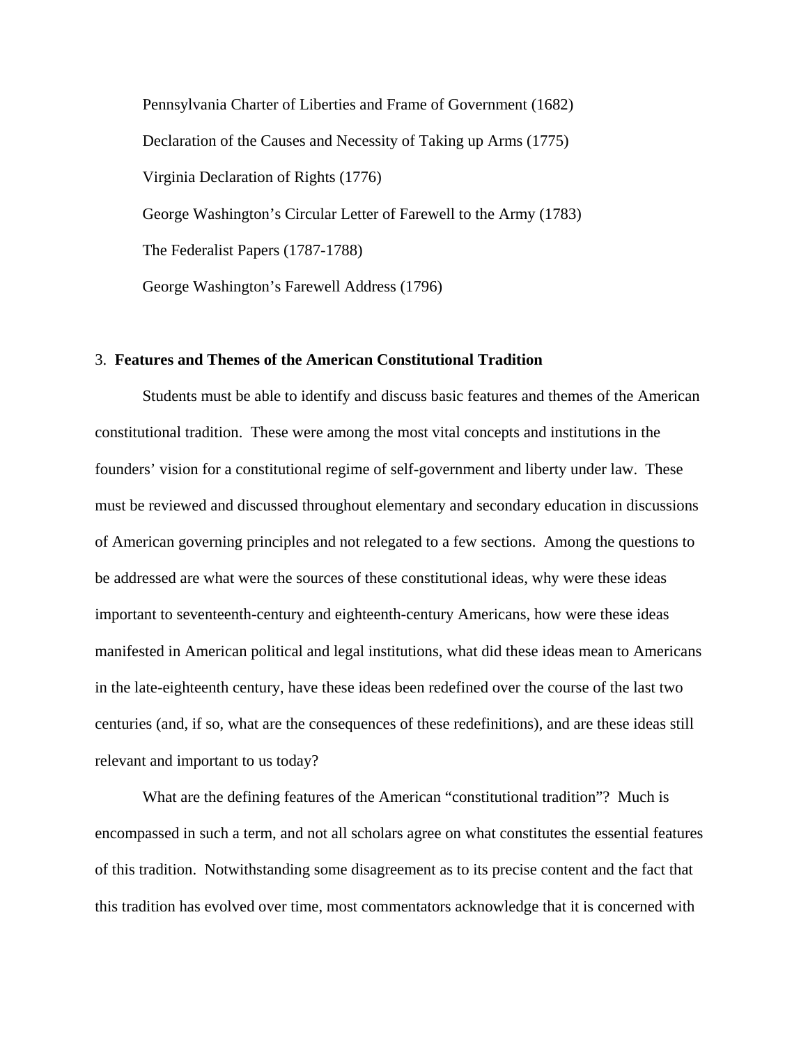Pennsylvania Charter of Liberties and Frame of Government (1682)

Declaration of the Causes and Necessity of Taking up Arms (1775)

Virginia Declaration of Rights (1776)

George Washington's Circular Letter of Farewell to the Army (1783)

The Federalist Papers (1787-1788)

George Washington's Farewell Address (1796)

### 3. **Features and Themes of the American Constitutional Tradition**

Students must be able to identify and discuss basic features and themes of the American constitutional tradition. These were among the most vital concepts and institutions in the founders' vision for a constitutional regime of self-government and liberty under law. These must be reviewed and discussed throughout elementary and secondary education in discussions of American governing principles and not relegated to a few sections. Among the questions to be addressed are what were the sources of these constitutional ideas, why were these ideas important to seventeenth-century and eighteenth-century Americans, how were these ideas manifested in American political and legal institutions, what did these ideas mean to Americans in the late-eighteenth century, have these ideas been redefined over the course of the last two centuries (and, if so, what are the consequences of these redefinitions), and are these ideas still relevant and important to us today?

What are the defining features of the American "constitutional tradition"? Much is encompassed in such a term, and not all scholars agree on what constitutes the essential features of this tradition. Notwithstanding some disagreement as to its precise content and the fact that this tradition has evolved over time, most commentators acknowledge that it is concerned with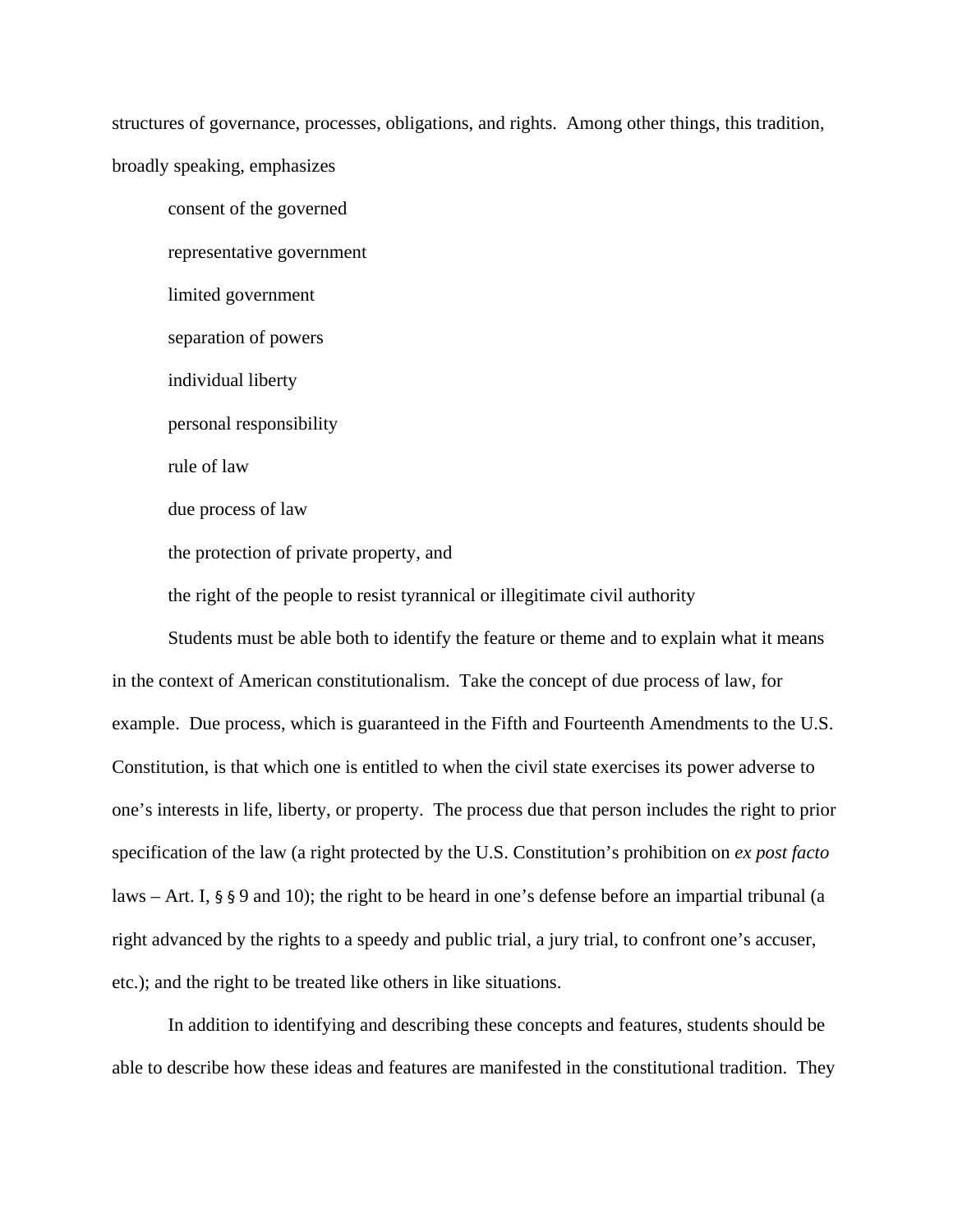structures of governance, processes, obligations, and rights. Among other things, this tradition, broadly speaking, emphasizes

consent of the governed

representative government

limited government

separation of powers

individual liberty

personal responsibility

rule of law

due process of law

the protection of private property, and

the right of the people to resist tyrannical or illegitimate civil authority

Students must be able both to identify the feature or theme and to explain what it means in the context of American constitutionalism. Take the concept of due process of law, for example. Due process, which is guaranteed in the Fifth and Fourteenth Amendments to the U.S. Constitution, is that which one is entitled to when the civil state exercises its power adverse to one's interests in life, liberty, or property. The process due that person includes the right to prior specification of the law (a right protected by the U.S. Constitution's prohibition on *ex post facto* laws – Art. I, § § 9 and 10); the right to be heard in one's defense before an impartial tribunal (a right advanced by the rights to a speedy and public trial, a jury trial, to confront one's accuser, etc.); and the right to be treated like others in like situations.

In addition to identifying and describing these concepts and features, students should be able to describe how these ideas and features are manifested in the constitutional tradition. They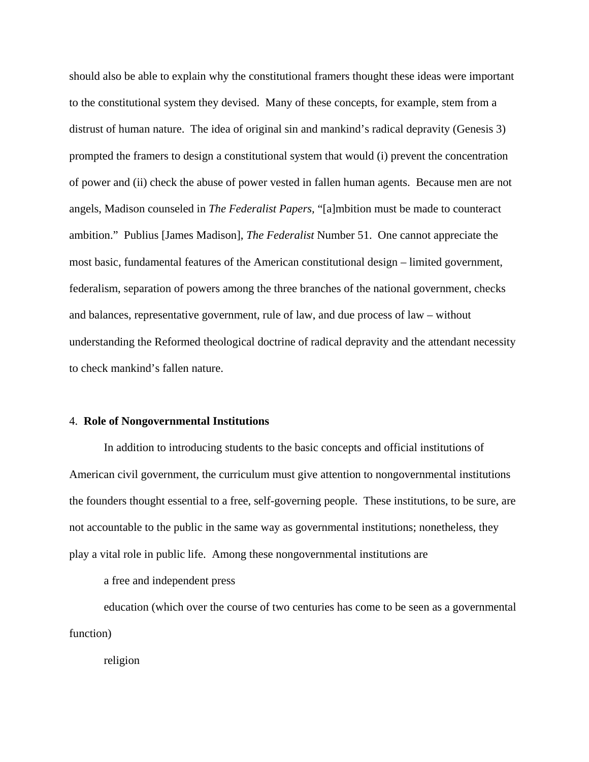should also be able to explain why the constitutional framers thought these ideas were important to the constitutional system they devised. Many of these concepts, for example, stem from a distrust of human nature. The idea of original sin and mankind's radical depravity (Genesis 3) prompted the framers to design a constitutional system that would (i) prevent the concentration of power and (ii) check the abuse of power vested in fallen human agents. Because men are not angels, Madison counseled in *The Federalist Papers*, "[a]mbition must be made to counteract ambition." Publius [James Madison], *The Federalist* Number 51. One cannot appreciate the most basic, fundamental features of the American constitutional design – limited government, federalism, separation of powers among the three branches of the national government, checks and balances, representative government, rule of law, and due process of law – without understanding the Reformed theological doctrine of radical depravity and the attendant necessity to check mankind's fallen nature.

4. **Role of Nongovernmental Institutions**

In addition to introducing students to the basic concepts and official institutions of American civil government, the curriculum must give attention to nongovernmental institutions the founders thought essential to a free, self-governing people. These institutions, to be sure, are not accountable to the public in the same way as governmental institutions; nonetheless, they play a vital role in public life. Among these nongovernmental institutions are

a free and independent press

education (which over the course of two centuries has come to be seen as a governmental function)

religion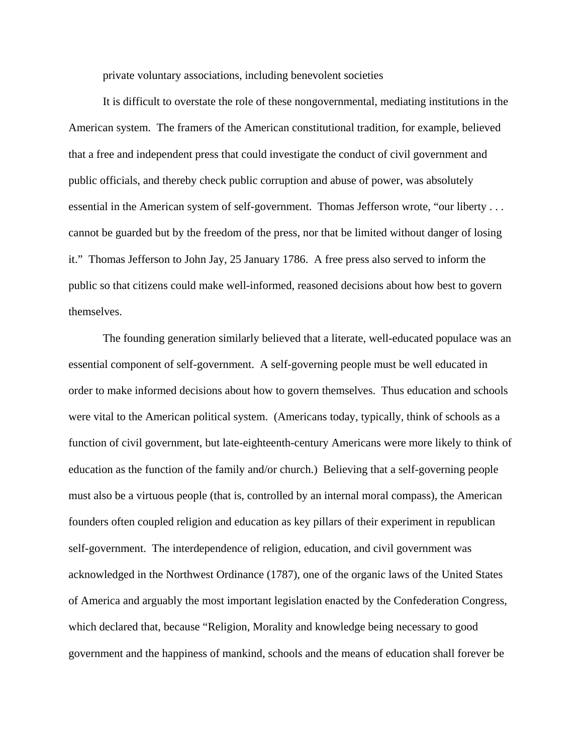private voluntary associations, including benevolent societies

It is difficult to overstate the role of these nongovernmental, mediating institutions in the American system. The framers of the American constitutional tradition, for example, believed that a free and independent press that could investigate the conduct of civil government and public officials, and thereby check public corruption and abuse of power, was absolutely essential in the American system of self-government. Thomas Jefferson wrote, "our liberty . . . cannot be guarded but by the freedom of the press, nor that be limited without danger of losing it." Thomas Jefferson to John Jay, 25 January 1786. A free press also served to inform the public so that citizens could make well-informed, reasoned decisions about how best to govern themselves.

The founding generation similarly believed that a literate, well-educated populace was an essential component of self-government. A self-governing people must be well educated in order to make informed decisions about how to govern themselves. Thus education and schools were vital to the American political system. (Americans today, typically, think of schools as a function of civil government, but late-eighteenth-century Americans were more likely to think of education as the function of the family and/or church.) Believing that a self-governing people must also be a virtuous people (that is, controlled by an internal moral compass), the American founders often coupled religion and education as key pillars of their experiment in republican self-government. The interdependence of religion, education, and civil government was acknowledged in the Northwest Ordinance (1787), one of the organic laws of the United States of America and arguably the most important legislation enacted by the Confederation Congress, which declared that, because "Religion, Morality and knowledge being necessary to good government and the happiness of mankind, schools and the means of education shall forever be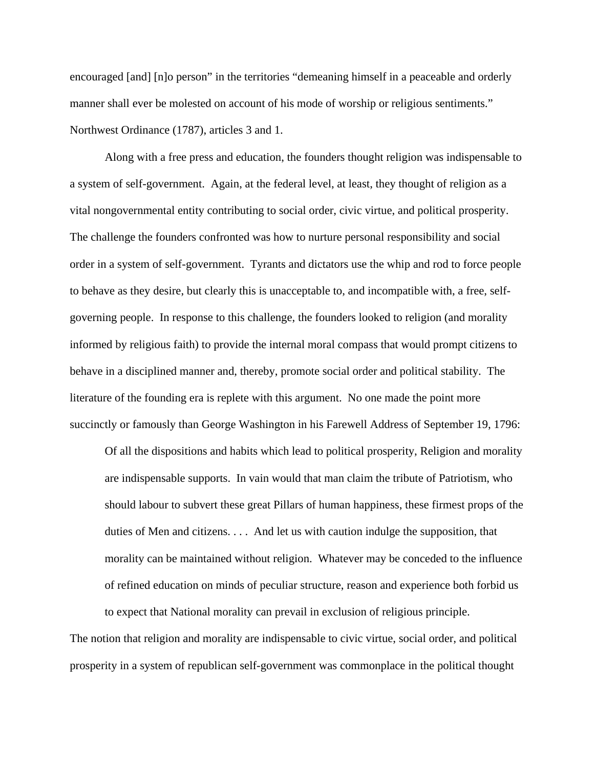encouraged [and] [n]o person" in the territories "demeaning himself in a peaceable and orderly manner shall ever be molested on account of his mode of worship or religious sentiments." Northwest Ordinance (1787), articles 3 and 1.

Along with a free press and education, the founders thought religion was indispensable to a system of self-government. Again, at the federal level, at least, they thought of religion as a vital nongovernmental entity contributing to social order, civic virtue, and political prosperity. The challenge the founders confronted was how to nurture personal responsibility and social order in a system of self-government. Tyrants and dictators use the whip and rod to force people to behave as they desire, but clearly this is unacceptable to, and incompatible with, a free, self-governing people. In response to this challenge, the founders looked to religion (and morality informed by religious faith) to provide the internal moral compass that would prompt citizens to behave in a disciplined manner and, thereby, promote social order and political stability. The literature of the founding era is replete with this argument. No one made the point more succinctly or famously than George Washington in his Farewell Address of September 19, 1796:

> Of all the dispositions and habits which lead to political prosperity, Religion and morality are indispensable supports. In vain would that man claim the tribute of Patriotism, who should labour to subvert these great Pillars of human happiness, these firmest props of the duties of Men and citizens. . . . And let us with caution indulge the supposition, that morality can be maintained without religion. Whatever may be conceded to the influence of refined education on minds of peculiar structure, reason and experience both forbid us to expect that National morality can prevail in exclusion of religious principle.

The notion that religion and morality are indispensable to civic virtue, social order, and political prosperity in a system of republican self-government was commonplace in the political thought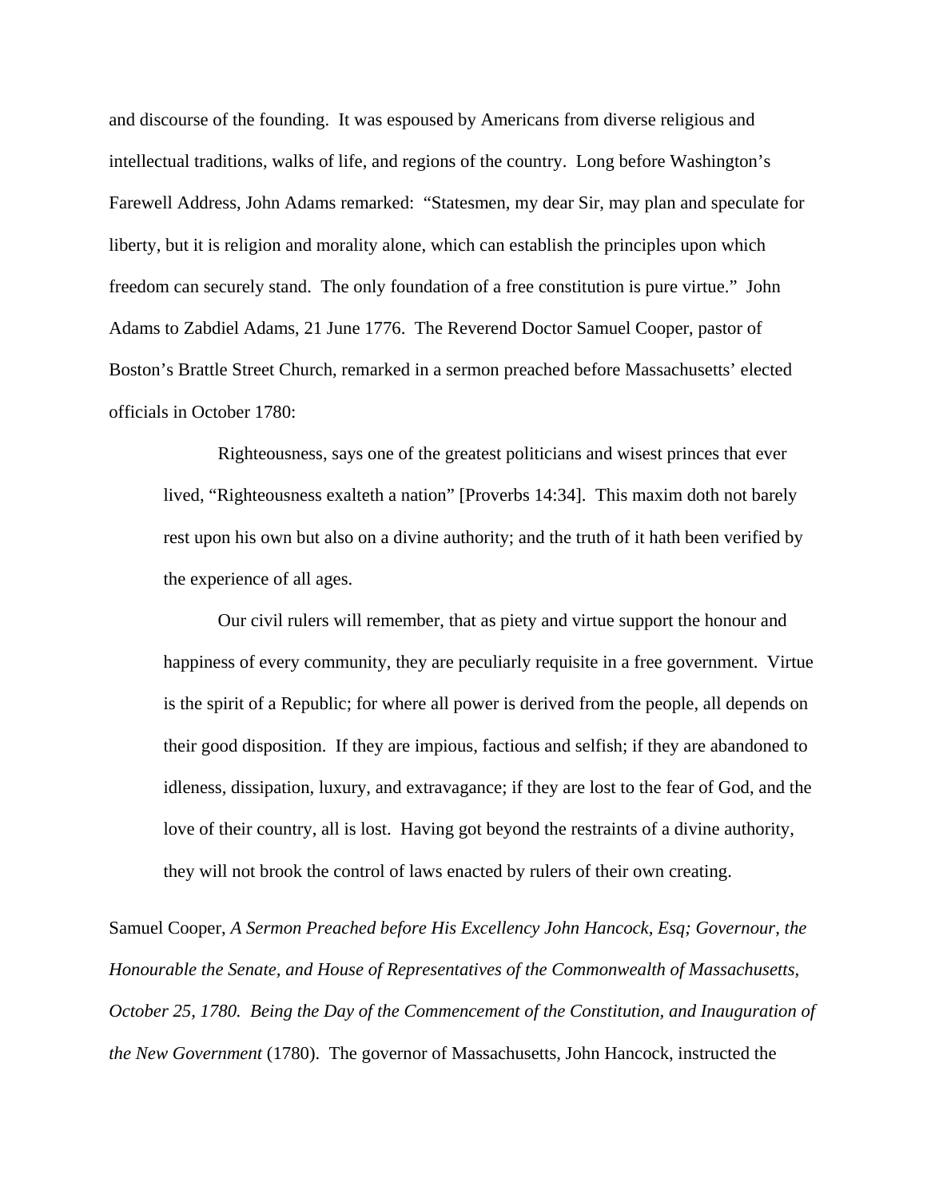and discourse of the founding. It was espoused by Americans from diverse religious and intellectual traditions, walks of life, and regions of the country. Long before Washington's Farewell Address, John Adams remarked: "Statesmen, my dear Sir, may plan and speculate for liberty, but it is religion and morality alone, which can establish the principles upon which freedom can securely stand. The only foundation of a free constitution is pure virtue." John Adams to Zabdiel Adams, 21 June 1776. The Reverend Doctor Samuel Cooper, pastor of Boston's Brattle Street Church, remarked in a sermon preached before Massachusetts' elected officials in October 1780:

> Righteousness, says one of the greatest politicians and wisest princes that ever lived, "Righteousness exalteth a nation" [Proverbs 14:34]. This maxim doth not barely rest upon his own but also on a divine authority; and the truth of it hath been verified by the experience of all ages.
>
> Our civil rulers will remember, that as piety and virtue support the honour and happiness of every community, they are peculiarly requisite in a free government. Virtue is the spirit of a Republic; for where all power is derived from the people, all depends on their good disposition. If they are impious, factious and selfish; if they are abandoned to idleness, dissipation, luxury, and extravagance; if they are lost to the fear of God, and the love of their country, all is lost. Having got beyond the restraints of a divine authority, they will not brook the control of laws enacted by rulers of their own creating.

Samuel Cooper, *A Sermon Preached before His Excellency John Hancock, Esq; Governour, the Honourable the Senate, and House of Representatives of the Commonwealth of Massachusetts, October 25, 1780. Being the Day of the Commencement of the Constitution, and Inauguration of the New Government* (1780). The governor of Massachusetts, John Hancock, instructed the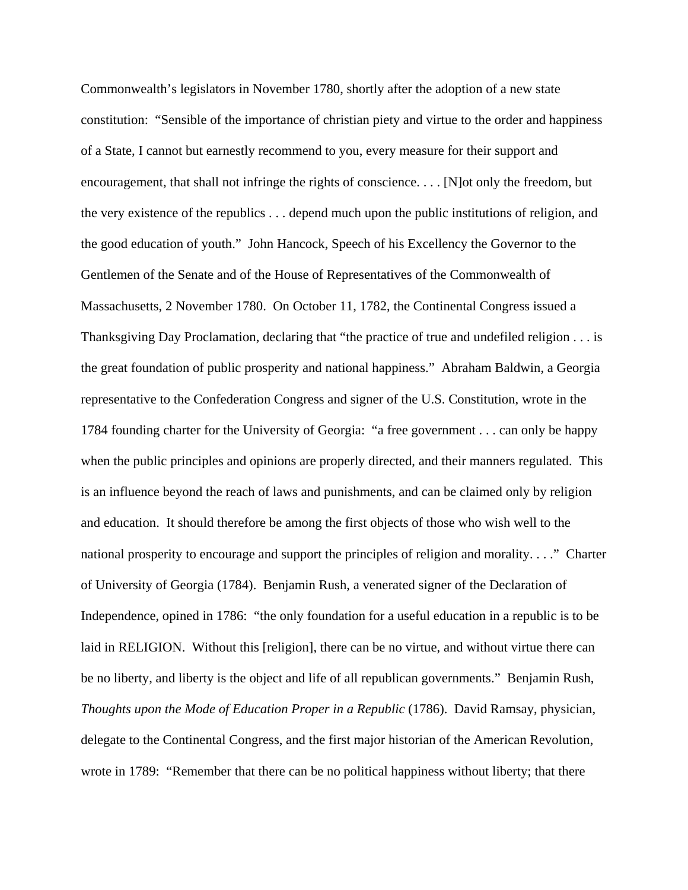Commonwealth's legislators in November 1780, shortly after the adoption of a new state constitution: "Sensible of the importance of christian piety and virtue to the order and happiness of a State, I cannot but earnestly recommend to you, every measure for their support and encouragement, that shall not infringe the rights of conscience. . . . [N]ot only the freedom, but the very existence of the republics . . . depend much upon the public institutions of religion, and the good education of youth." John Hancock, Speech of his Excellency the Governor to the Gentlemen of the Senate and of the House of Representatives of the Commonwealth of Massachusetts, 2 November 1780. On October 11, 1782, the Continental Congress issued a Thanksgiving Day Proclamation, declaring that "the practice of true and undefiled religion . . . is the great foundation of public prosperity and national happiness." Abraham Baldwin, a Georgia representative to the Confederation Congress and signer of the U.S. Constitution, wrote in the 1784 founding charter for the University of Georgia: "a free government . . . can only be happy when the public principles and opinions are properly directed, and their manners regulated. This is an influence beyond the reach of laws and punishments, and can be claimed only by religion and education. It should therefore be among the first objects of those who wish well to the national prosperity to encourage and support the principles of religion and morality. . . ." Charter of University of Georgia (1784). Benjamin Rush, a venerated signer of the Declaration of Independence, opined in 1786: "the only foundation for a useful education in a republic is to be laid in RELIGION. Without this [religion], there can be no virtue, and without virtue there can be no liberty, and liberty is the object and life of all republican governments." Benjamin Rush, *Thoughts upon the Mode of Education Proper in a Republic* (1786). David Ramsay, physician, delegate to the Continental Congress, and the first major historian of the American Revolution, wrote in 1789: "Remember that there can be no political happiness without liberty; that there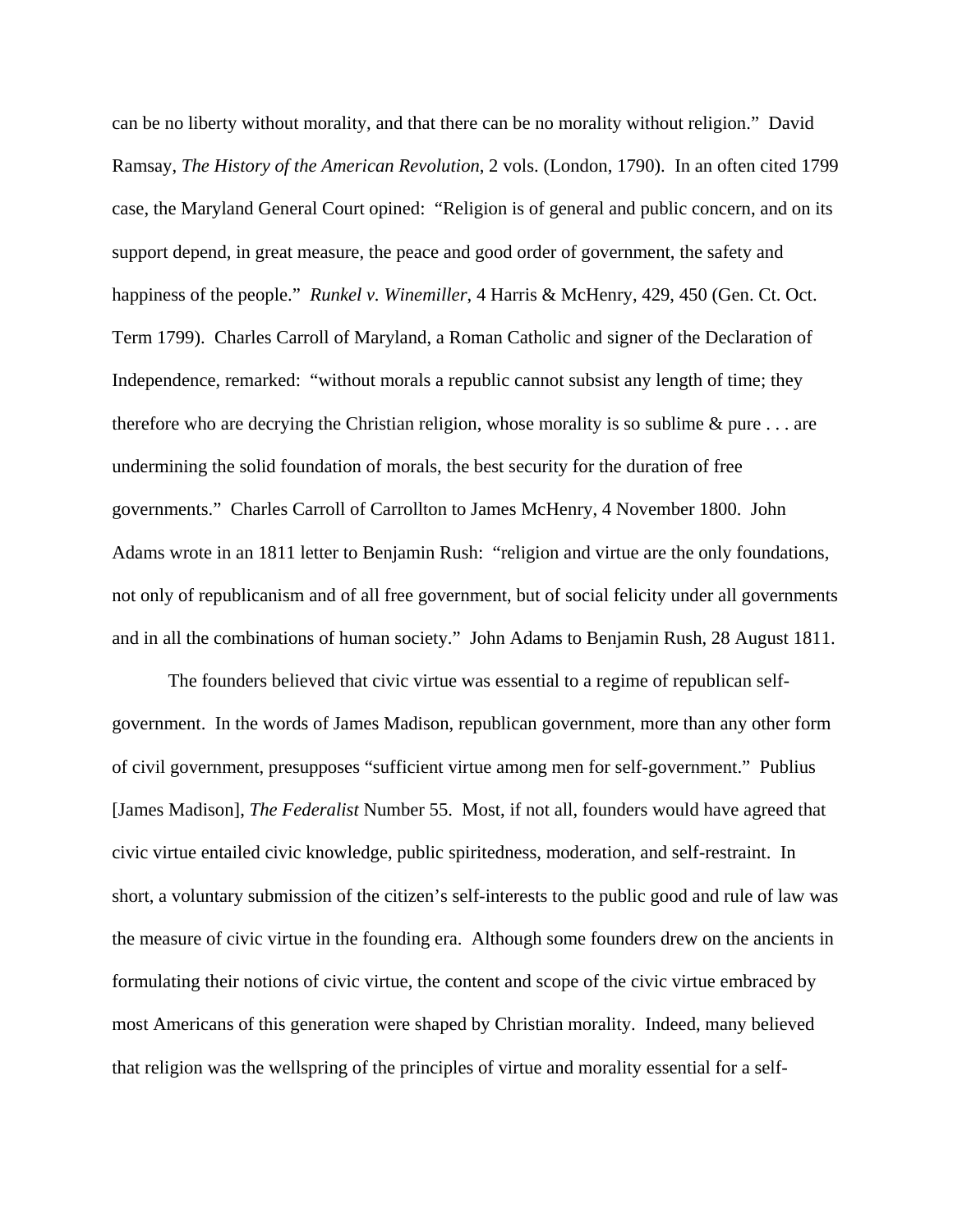can be no liberty without morality, and that there can be no morality without religion." David Ramsay, *The History of the American Revolution*, 2 vols. (London, 1790). In an often cited 1799 case, the Maryland General Court opined: "Religion is of general and public concern, and on its support depend, in great measure, the peace and good order of government, the safety and happiness of the people." *Runkel v. Winemiller*, 4 Harris & McHenry, 429, 450 (Gen. Ct. Oct. Term 1799). Charles Carroll of Maryland, a Roman Catholic and signer of the Declaration of Independence, remarked: "without morals a republic cannot subsist any length of time; they therefore who are decrying the Christian religion, whose morality is so sublime & pure . . . are undermining the solid foundation of morals, the best security for the duration of free governments." Charles Carroll of Carrollton to James McHenry, 4 November 1800. John Adams wrote in an 1811 letter to Benjamin Rush: "religion and virtue are the only foundations, not only of republicanism and of all free government, but of social felicity under all governments and in all the combinations of human society." John Adams to Benjamin Rush, 28 August 1811.

The founders believed that civic virtue was essential to a regime of republican self-government. In the words of James Madison, republican government, more than any other form of civil government, presupposes "sufficient virtue among men for self-government." Publius [James Madison], *The Federalist* Number 55. Most, if not all, founders would have agreed that civic virtue entailed civic knowledge, public spiritedness, moderation, and self-restraint. In short, a voluntary submission of the citizen's self-interests to the public good and rule of law was the measure of civic virtue in the founding era. Although some founders drew on the ancients in formulating their notions of civic virtue, the content and scope of the civic virtue embraced by most Americans of this generation were shaped by Christian morality. Indeed, many believed that religion was the wellspring of the principles of virtue and morality essential for a self-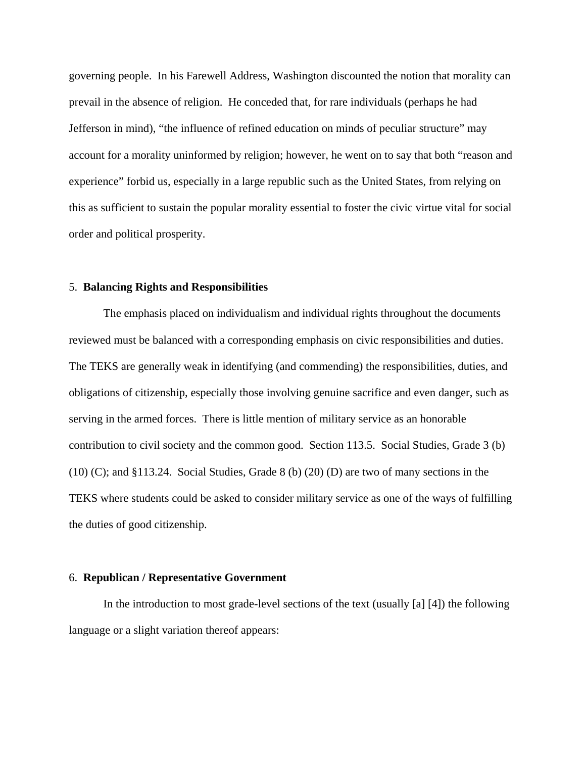governing people. In his Farewell Address, Washington discounted the notion that morality can prevail in the absence of religion. He conceded that, for rare individuals (perhaps he had Jefferson in mind), "the influence of refined education on minds of peculiar structure" may account for a morality uninformed by religion; however, he went on to say that both "reason and experience" forbid us, especially in a large republic such as the United States, from relying on this as sufficient to sustain the popular morality essential to foster the civic virtue vital for social order and political prosperity.

### 5. **Balancing Rights and Responsibilities**

The emphasis placed on individualism and individual rights throughout the documents reviewed must be balanced with a corresponding emphasis on civic responsibilities and duties. The TEKS are generally weak in identifying (and commending) the responsibilities, duties, and obligations of citizenship, especially those involving genuine sacrifice and even danger, such as serving in the armed forces. There is little mention of military service as an honorable contribution to civil society and the common good. Section 113.5. Social Studies, Grade 3 (b) (10) (C); and §113.24. Social Studies, Grade 8 (b) (20) (D) are two of many sections in the TEKS where students could be asked to consider military service as one of the ways of fulfilling the duties of good citizenship.

### 6. **Republican / Representative Government**

In the introduction to most grade-level sections of the text (usually [a] [4]) the following language or a slight variation thereof appears: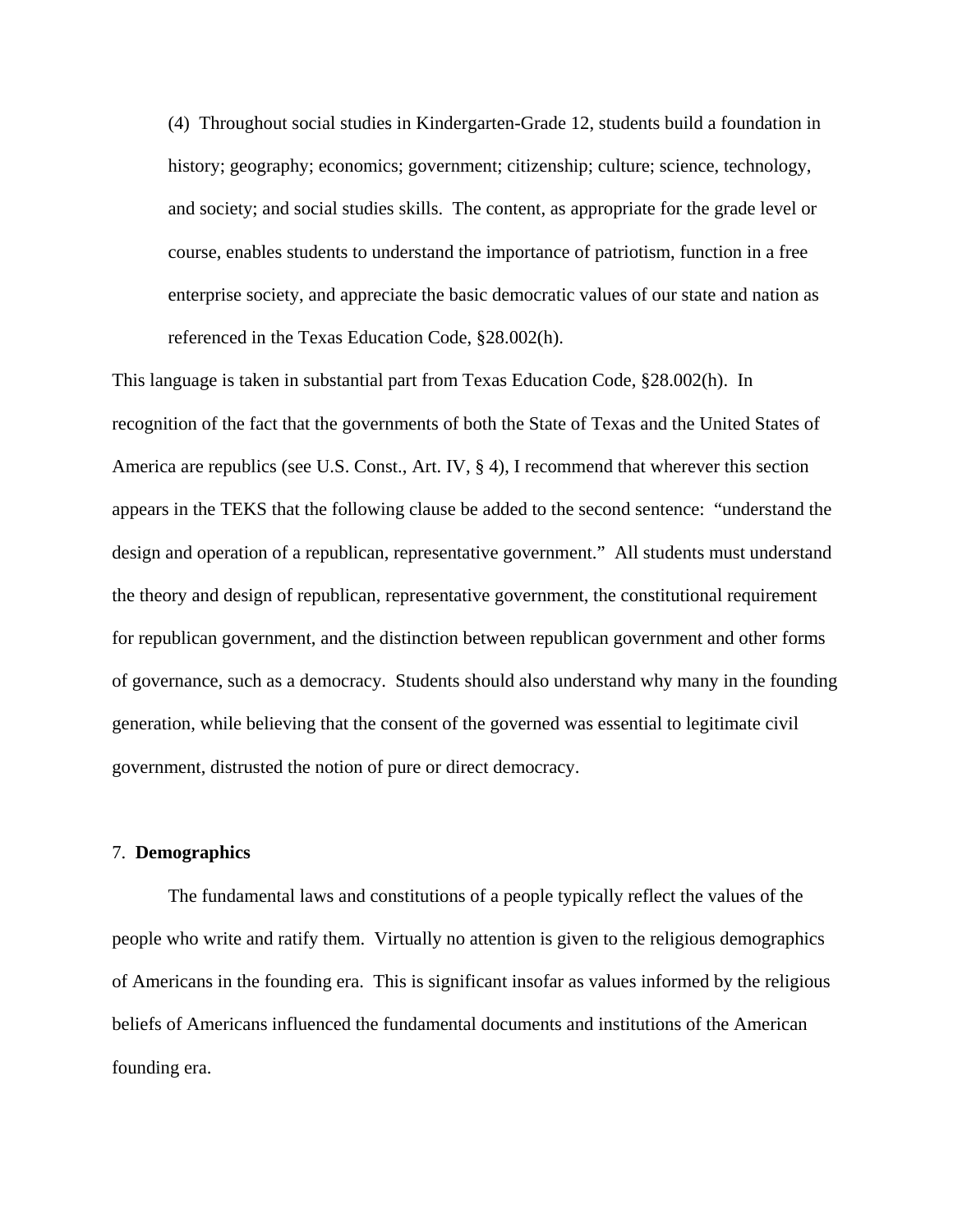> (4) Throughout social studies in Kindergarten-Grade 12, students build a foundation in history; geography; economics; government; citizenship; culture; science, technology, and society; and social studies skills. The content, as appropriate for the grade level or course, enables students to understand the importance of patriotism, function in a free enterprise society, and appreciate the basic democratic values of our state and nation as referenced in the Texas Education Code, §28.002(h).

This language is taken in substantial part from Texas Education Code, §28.002(h). In recognition of the fact that the governments of both the State of Texas and the United States of America are republics (see U.S. Const., Art. IV, § 4), I recommend that wherever this section appears in the TEKS that the following clause be added to the second sentence: "understand the design and operation of a republican, representative government." All students must understand the theory and design of republican, representative government, the constitutional requirement for republican government, and the distinction between republican government and other forms of governance, such as a democracy. Students should also understand why many in the founding generation, while believing that the consent of the governed was essential to legitimate civil government, distrusted the notion of pure or direct democracy.

### 7. **Demographics**

The fundamental laws and constitutions of a people typically reflect the values of the people who write and ratify them. Virtually no attention is given to the religious demographics of Americans in the founding era. This is significant insofar as values informed by the religious beliefs of Americans influenced the fundamental documents and institutions of the American founding era.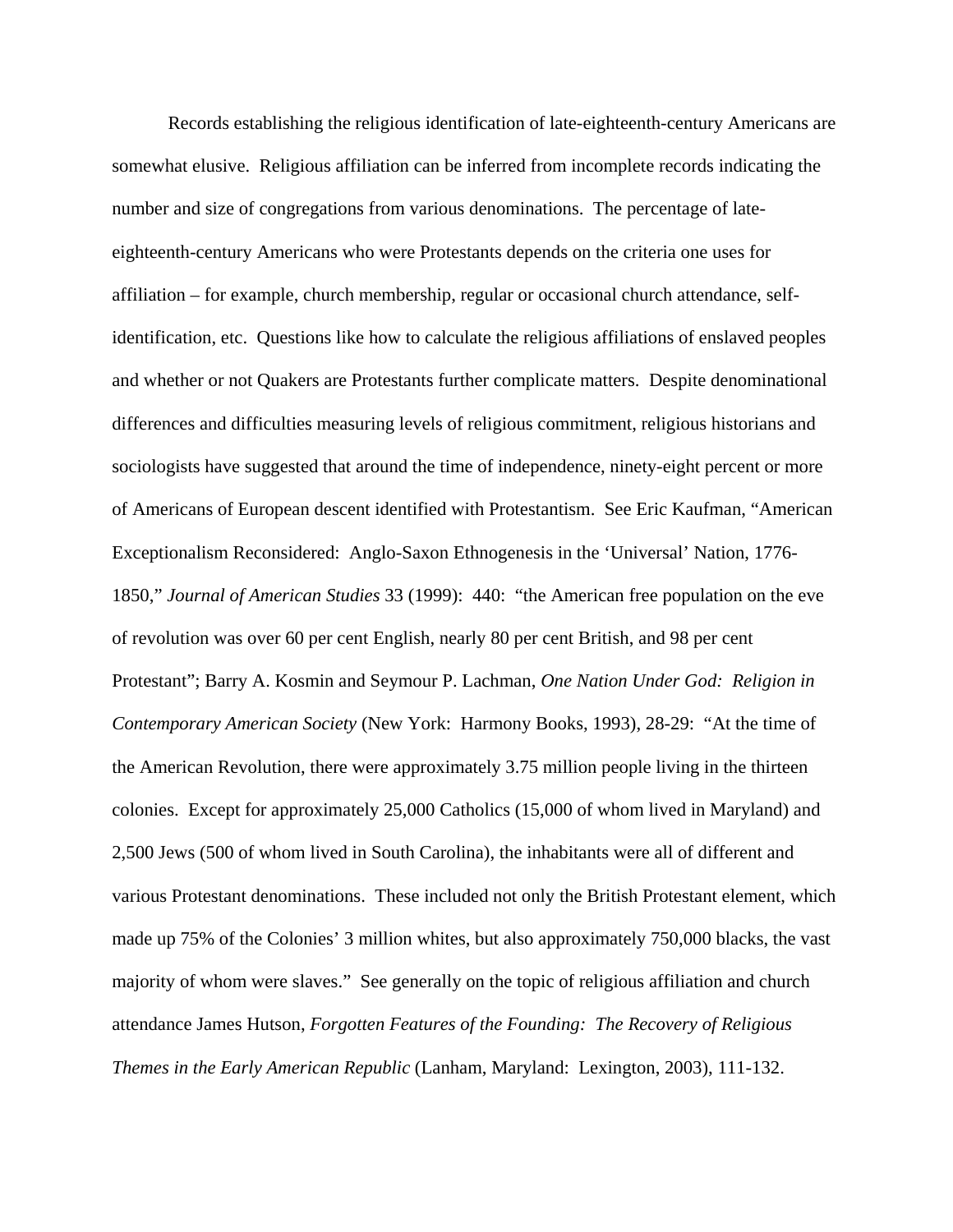Records establishing the religious identification of late-eighteenth-century Americans are somewhat elusive. Religious affiliation can be inferred from incomplete records indicating the number and size of congregations from various denominations. The percentage of late-eighteenth-century Americans who were Protestants depends on the criteria one uses for affiliation – for example, church membership, regular or occasional church attendance, self-identification, etc. Questions like how to calculate the religious affiliations of enslaved peoples and whether or not Quakers are Protestants further complicate matters. Despite denominational differences and difficulties measuring levels of religious commitment, religious historians and sociologists have suggested that around the time of independence, ninety-eight percent or more of Americans of European descent identified with Protestantism. See Eric Kaufman, "American Exceptionalism Reconsidered: Anglo-Saxon Ethnogenesis in the 'Universal' Nation, 1776-1850," *Journal of American Studies* 33 (1999): 440: "the American free population on the eve of revolution was over 60 per cent English, nearly 80 per cent British, and 98 per cent Protestant"; Barry A. Kosmin and Seymour P. Lachman, *One Nation Under God: Religion in Contemporary American Society* (New York: Harmony Books, 1993), 28-29: "At the time of the American Revolution, there were approximately 3.75 million people living in the thirteen colonies. Except for approximately 25,000 Catholics (15,000 of whom lived in Maryland) and 2,500 Jews (500 of whom lived in South Carolina), the inhabitants were all of different and various Protestant denominations. These included not only the British Protestant element, which made up 75% of the Colonies' 3 million whites, but also approximately 750,000 blacks, the vast majority of whom were slaves." See generally on the topic of religious affiliation and church attendance James Hutson, *Forgotten Features of the Founding: The Recovery of Religious Themes in the Early American Republic* (Lanham, Maryland: Lexington, 2003), 111-132.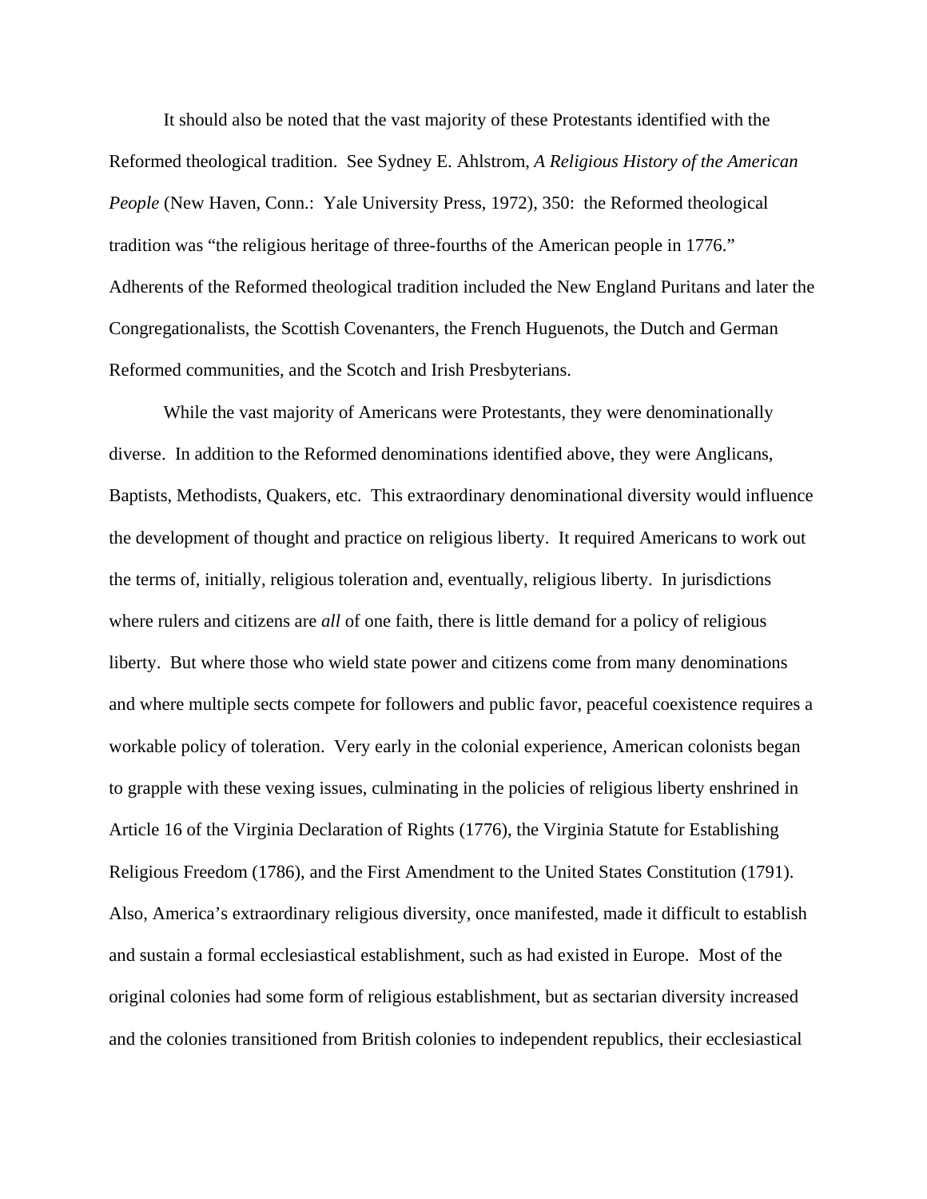It should also be noted that the vast majority of these Protestants identified with the Reformed theological tradition. See Sydney E. Ahlstrom, *A Religious History of the American People* (New Haven, Conn.: Yale University Press, 1972), 350: the Reformed theological tradition was "the religious heritage of three-fourths of the American people in 1776." Adherents of the Reformed theological tradition included the New England Puritans and later the Congregationalists, the Scottish Covenanters, the French Huguenots, the Dutch and German Reformed communities, and the Scotch and Irish Presbyterians.

While the vast majority of Americans were Protestants, they were denominationally diverse. In addition to the Reformed denominations identified above, they were Anglicans, Baptists, Methodists, Quakers, etc. This extraordinary denominational diversity would influence the development of thought and practice on religious liberty. It required Americans to work out the terms of, initially, religious toleration and, eventually, religious liberty. In jurisdictions where rulers and citizens are *all* of one faith, there is little demand for a policy of religious liberty. But where those who wield state power and citizens come from many denominations and where multiple sects compete for followers and public favor, peaceful coexistence requires a workable policy of toleration. Very early in the colonial experience, American colonists began to grapple with these vexing issues, culminating in the policies of religious liberty enshrined in Article 16 of the Virginia Declaration of Rights (1776), the Virginia Statute for Establishing Religious Freedom (1786), and the First Amendment to the United States Constitution (1791). Also, America's extraordinary religious diversity, once manifested, made it difficult to establish and sustain a formal ecclesiastical establishment, such as had existed in Europe. Most of the original colonies had some form of religious establishment, but as sectarian diversity increased and the colonies transitioned from British colonies to independent republics, their ecclesiastical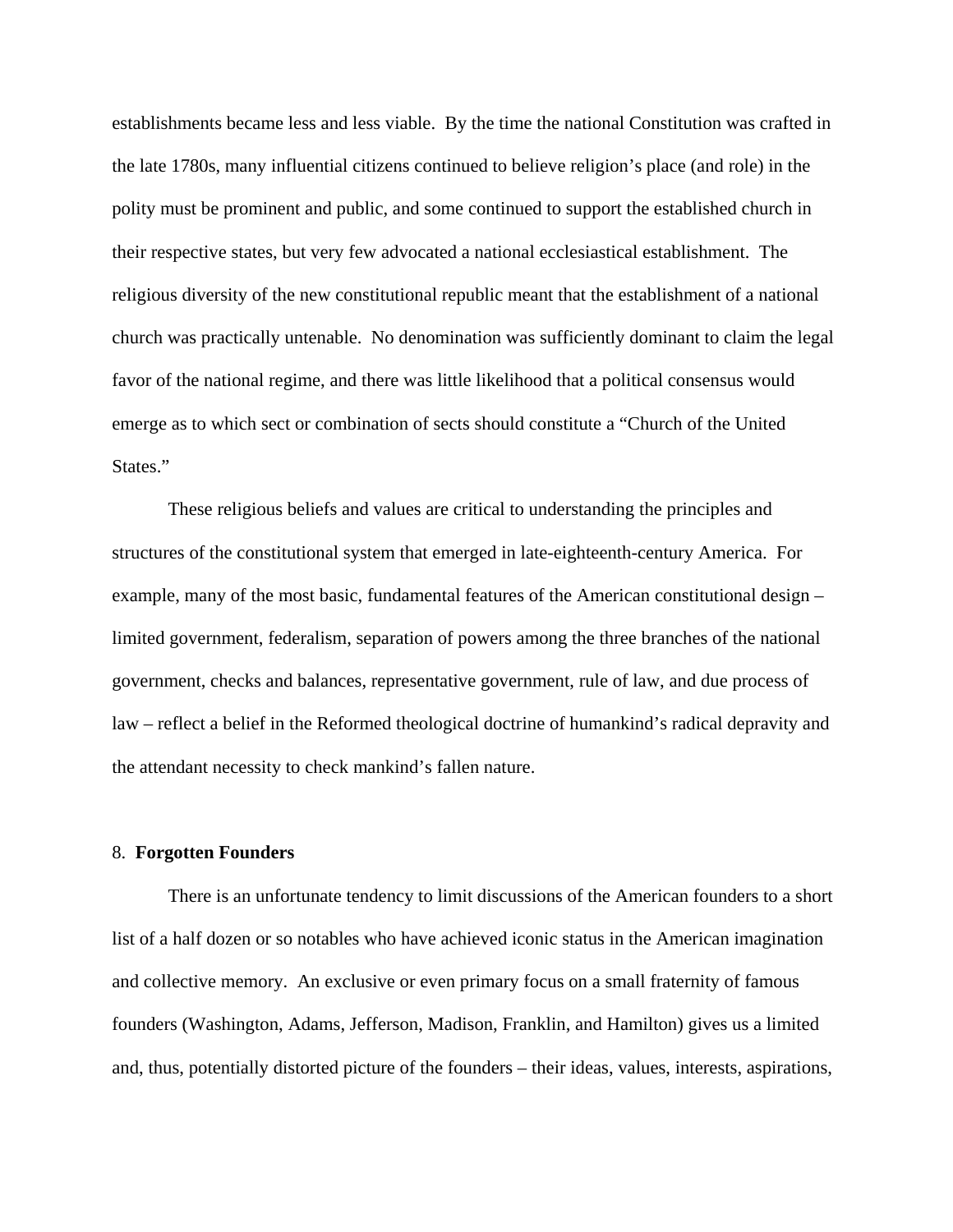establishments became less and less viable. By the time the national Constitution was crafted in the late 1780s, many influential citizens continued to believe religion's place (and role) in the polity must be prominent and public, and some continued to support the established church in their respective states, but very few advocated a national ecclesiastical establishment. The religious diversity of the new constitutional republic meant that the establishment of a national church was practically untenable. No denomination was sufficiently dominant to claim the legal favor of the national regime, and there was little likelihood that a political consensus would emerge as to which sect or combination of sects should constitute a "Church of the United States."

These religious beliefs and values are critical to understanding the principles and structures of the constitutional system that emerged in late-eighteenth-century America. For example, many of the most basic, fundamental features of the American constitutional design – limited government, federalism, separation of powers among the three branches of the national government, checks and balances, representative government, rule of law, and due process of law – reflect a belief in the Reformed theological doctrine of humankind's radical depravity and the attendant necessity to check mankind's fallen nature.

## 8. **Forgotten Founders**

There is an unfortunate tendency to limit discussions of the American founders to a short list of a half dozen or so notables who have achieved iconic status in the American imagination and collective memory. An exclusive or even primary focus on a small fraternity of famous founders (Washington, Adams, Jefferson, Madison, Franklin, and Hamilton) gives us a limited and, thus, potentially distorted picture of the founders – their ideas, values, interests, aspirations,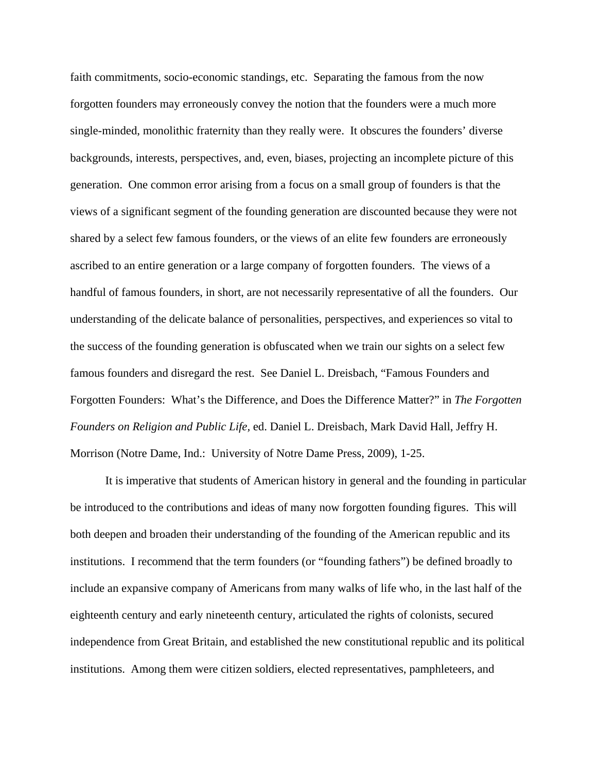faith commitments, socio-economic standings, etc. Separating the famous from the now forgotten founders may erroneously convey the notion that the founders were a much more single-minded, monolithic fraternity than they really were. It obscures the founders' diverse backgrounds, interests, perspectives, and, even, biases, projecting an incomplete picture of this generation. One common error arising from a focus on a small group of founders is that the views of a significant segment of the founding generation are discounted because they were not shared by a select few famous founders, or the views of an elite few founders are erroneously ascribed to an entire generation or a large company of forgotten founders. The views of a handful of famous founders, in short, are not necessarily representative of all the founders. Our understanding of the delicate balance of personalities, perspectives, and experiences so vital to the success of the founding generation is obfuscated when we train our sights on a select few famous founders and disregard the rest. See Daniel L. Dreisbach, "Famous Founders and Forgotten Founders: What's the Difference, and Does the Difference Matter?" in *The Forgotten Founders on Religion and Public Life*, ed. Daniel L. Dreisbach, Mark David Hall, Jeffry H. Morrison (Notre Dame, Ind.: University of Notre Dame Press, 2009), 1-25.

It is imperative that students of American history in general and the founding in particular be introduced to the contributions and ideas of many now forgotten founding figures. This will both deepen and broaden their understanding of the founding of the American republic and its institutions. I recommend that the term founders (or "founding fathers") be defined broadly to include an expansive company of Americans from many walks of life who, in the last half of the eighteenth century and early nineteenth century, articulated the rights of colonists, secured independence from Great Britain, and established the new constitutional republic and its political institutions. Among them were citizen soldiers, elected representatives, pamphleteers, and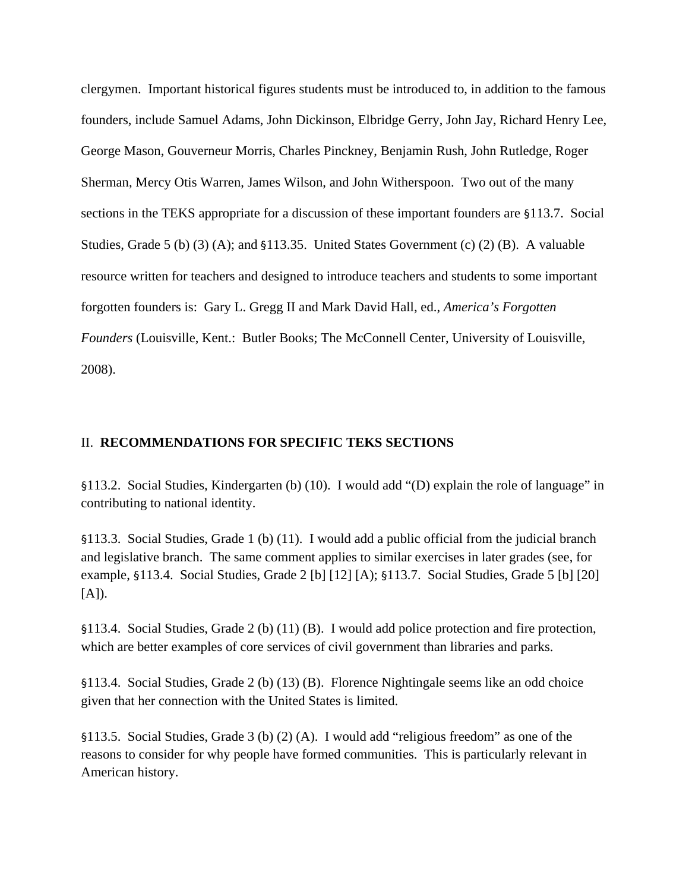clergymen. Important historical figures students must be introduced to, in addition to the famous founders, include Samuel Adams, John Dickinson, Elbridge Gerry, John Jay, Richard Henry Lee, George Mason, Gouverneur Morris, Charles Pinckney, Benjamin Rush, John Rutledge, Roger Sherman, Mercy Otis Warren, James Wilson, and John Witherspoon. Two out of the many sections in the TEKS appropriate for a discussion of these important founders are §113.7. Social Studies, Grade 5 (b) (3) (A); and §113.35. United States Government (c) (2) (B). A valuable resource written for teachers and designed to introduce teachers and students to some important forgotten founders is: Gary L. Gregg II and Mark David Hall, ed., *America's Forgotten Founders* (Louisville, Kent.: Butler Books; The McConnell Center, University of Louisville, 2008).

## II. **RECOMMENDATIONS FOR SPECIFIC TEKS SECTIONS**

§113.2. Social Studies, Kindergarten (b) (10). I would add "(D) explain the role of language" in contributing to national identity.

§113.3. Social Studies, Grade 1 (b) (11). I would add a public official from the judicial branch and legislative branch. The same comment applies to similar exercises in later grades (see, for example, §113.4. Social Studies, Grade 2 [b] [12] [A]; §113.7. Social Studies, Grade 5 [b] [20] [A]).

§113.4. Social Studies, Grade 2 (b) (11) (B). I would add police protection and fire protection, which are better examples of core services of civil government than libraries and parks.

§113.4. Social Studies, Grade 2 (b) (13) (B). Florence Nightingale seems like an odd choice given that her connection with the United States is limited.

§113.5. Social Studies, Grade 3 (b) (2) (A). I would add "religious freedom" as one of the reasons to consider for why people have formed communities. This is particularly relevant in American history.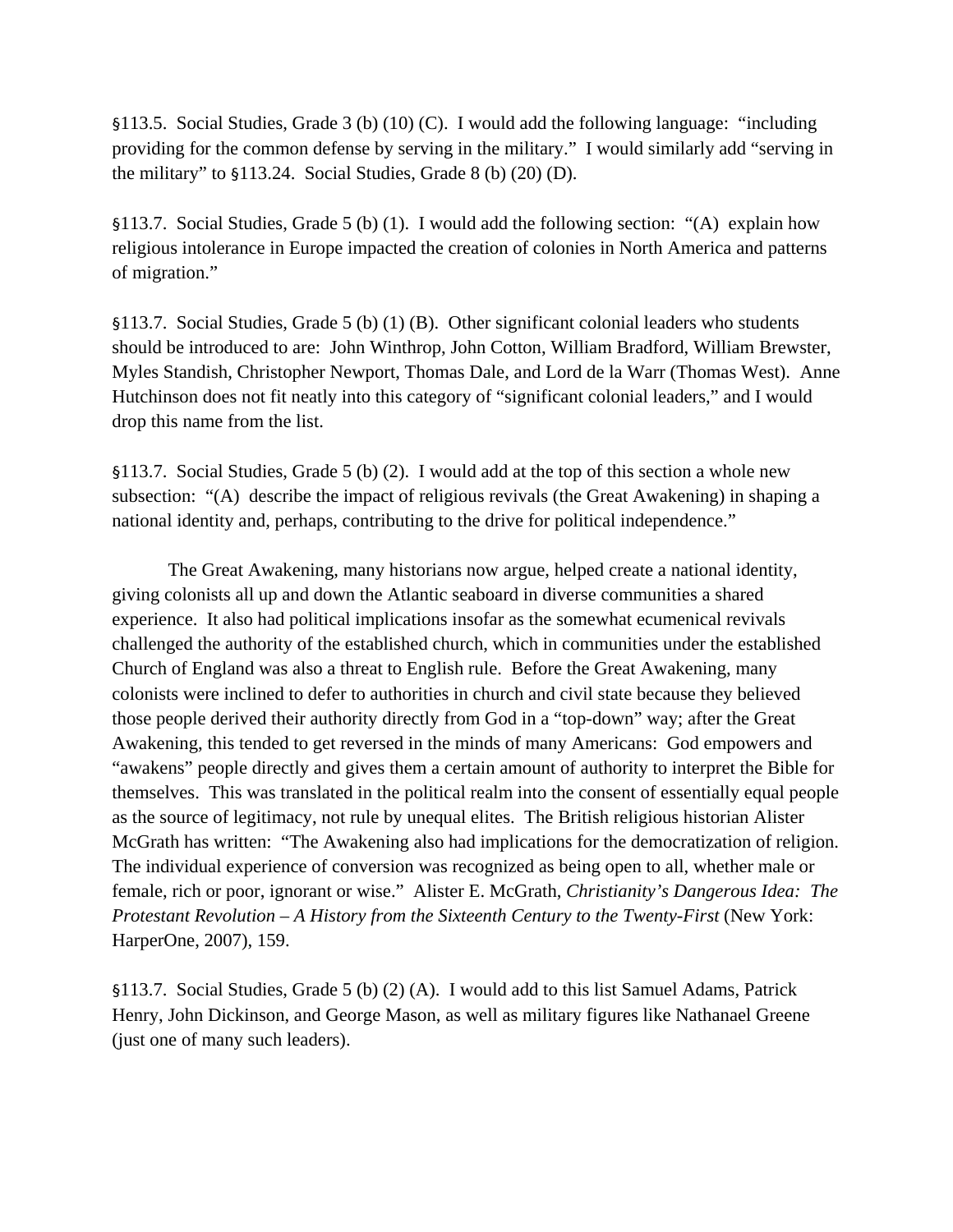§113.5. Social Studies, Grade 3 (b) (10) (C). I would add the following language: "including providing for the common defense by serving in the military." I would similarly add "serving in the military" to §113.24. Social Studies, Grade 8 (b) (20) (D).

§113.7. Social Studies, Grade 5 (b) (1). I would add the following section: "(A) explain how religious intolerance in Europe impacted the creation of colonies in North America and patterns of migration."

§113.7. Social Studies, Grade 5 (b) (1) (B). Other significant colonial leaders who students should be introduced to are: John Winthrop, John Cotton, William Bradford, William Brewster, Myles Standish, Christopher Newport, Thomas Dale, and Lord de la Warr (Thomas West). Anne Hutchinson does not fit neatly into this category of "significant colonial leaders," and I would drop this name from the list.

§113.7. Social Studies, Grade 5 (b) (2). I would add at the top of this section a whole new subsection: "(A) describe the impact of religious revivals (the Great Awakening) in shaping a national identity and, perhaps, contributing to the drive for political independence."

The Great Awakening, many historians now argue, helped create a national identity, giving colonists all up and down the Atlantic seaboard in diverse communities a shared experience. It also had political implications insofar as the somewhat ecumenical revivals challenged the authority of the established church, which in communities under the established Church of England was also a threat to English rule. Before the Great Awakening, many colonists were inclined to defer to authorities in church and civil state because they believed those people derived their authority directly from God in a "top-down" way; after the Great Awakening, this tended to get reversed in the minds of many Americans: God empowers and "awakens" people directly and gives them a certain amount of authority to interpret the Bible for themselves. This was translated in the political realm into the consent of essentially equal people as the source of legitimacy, not rule by unequal elites. The British religious historian Alister McGrath has written: "The Awakening also had implications for the democratization of religion. The individual experience of conversion was recognized as being open to all, whether male or female, rich or poor, ignorant or wise." Alister E. McGrath, *Christianity's Dangerous Idea: The Protestant Revolution – A History from the Sixteenth Century to the Twenty-First* (New York: HarperOne, 2007), 159.

§113.7. Social Studies, Grade 5 (b) (2) (A). I would add to this list Samuel Adams, Patrick Henry, John Dickinson, and George Mason, as well as military figures like Nathanael Greene (just one of many such leaders).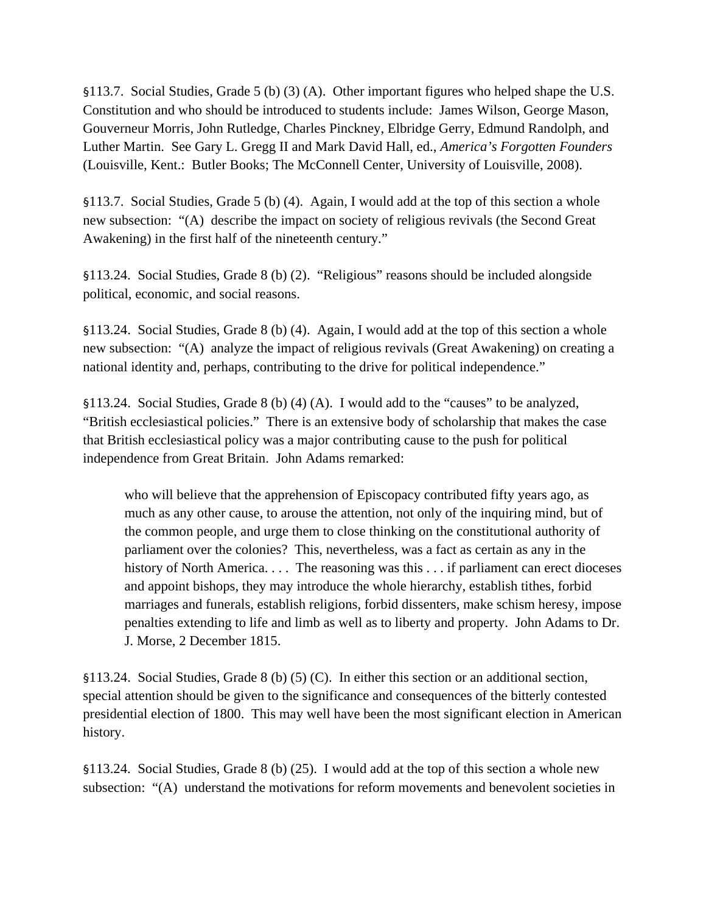§113.7. Social Studies, Grade 5 (b) (3) (A). Other important figures who helped shape the U.S. Constitution and who should be introduced to students include: James Wilson, George Mason, Gouverneur Morris, John Rutledge, Charles Pinckney, Elbridge Gerry, Edmund Randolph, and Luther Martin. See Gary L. Gregg II and Mark David Hall, ed., *America's Forgotten Founders* (Louisville, Kent.: Butler Books; The McConnell Center, University of Louisville, 2008).

§113.7. Social Studies, Grade 5 (b) (4). Again, I would add at the top of this section a whole new subsection: "(A) describe the impact on society of religious revivals (the Second Great Awakening) in the first half of the nineteenth century."

§113.24. Social Studies, Grade 8 (b) (2). "Religious" reasons should be included alongside political, economic, and social reasons.

§113.24. Social Studies, Grade 8 (b) (4). Again, I would add at the top of this section a whole new subsection: "(A) analyze the impact of religious revivals (Great Awakening) on creating a national identity and, perhaps, contributing to the drive for political independence."

§113.24. Social Studies, Grade 8 (b) (4) (A). I would add to the "causes" to be analyzed, "British ecclesiastical policies." There is an extensive body of scholarship that makes the case that British ecclesiastical policy was a major contributing cause to the push for political independence from Great Britain. John Adams remarked:

> who will believe that the apprehension of Episcopacy contributed fifty years ago, as much as any other cause, to arouse the attention, not only of the inquiring mind, but of the common people, and urge them to close thinking on the constitutional authority of parliament over the colonies? This, nevertheless, was a fact as certain as any in the history of North America. . . . The reasoning was this . . . if parliament can erect dioceses and appoint bishops, they may introduce the whole hierarchy, establish tithes, forbid marriages and funerals, establish religions, forbid dissenters, make schism heresy, impose penalties extending to life and limb as well as to liberty and property. John Adams to Dr. J. Morse, 2 December 1815.

§113.24. Social Studies, Grade 8 (b) (5) (C). In either this section or an additional section, special attention should be given to the significance and consequences of the bitterly contested presidential election of 1800. This may well have been the most significant election in American history.

§113.24. Social Studies, Grade 8 (b) (25). I would add at the top of this section a whole new subsection: "(A) understand the motivations for reform movements and benevolent societies in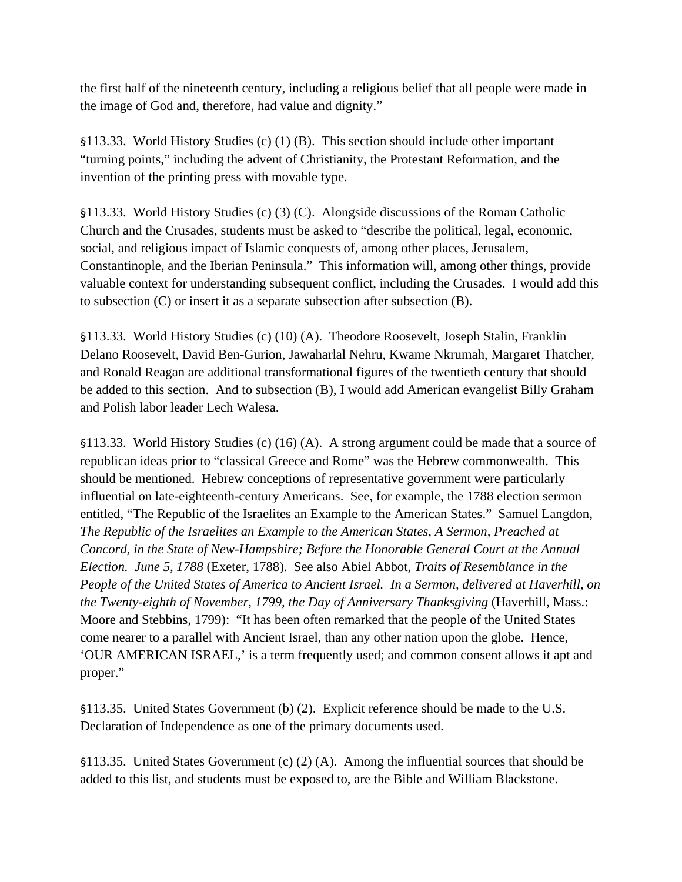the first half of the nineteenth century, including a religious belief that all people were made in the image of God and, therefore, had value and dignity."

§113.33. World History Studies (c) (1) (B). This section should include other important "turning points," including the advent of Christianity, the Protestant Reformation, and the invention of the printing press with movable type.

§113.33. World History Studies (c) (3) (C). Alongside discussions of the Roman Catholic Church and the Crusades, students must be asked to "describe the political, legal, economic, social, and religious impact of Islamic conquests of, among other places, Jerusalem, Constantinople, and the Iberian Peninsula." This information will, among other things, provide valuable context for understanding subsequent conflict, including the Crusades. I would add this to subsection (C) or insert it as a separate subsection after subsection (B).

§113.33. World History Studies (c) (10) (A). Theodore Roosevelt, Joseph Stalin, Franklin Delano Roosevelt, David Ben-Gurion, Jawaharlal Nehru, Kwame Nkrumah, Margaret Thatcher, and Ronald Reagan are additional transformational figures of the twentieth century that should be added to this section. And to subsection (B), I would add American evangelist Billy Graham and Polish labor leader Lech Walesa.

§113.33. World History Studies (c) (16) (A). A strong argument could be made that a source of republican ideas prior to "classical Greece and Rome" was the Hebrew commonwealth. This should be mentioned. Hebrew conceptions of representative government were particularly influential on late-eighteenth-century Americans. See, for example, the 1788 election sermon entitled, "The Republic of the Israelites an Example to the American States." Samuel Langdon, *The Republic of the Israelites an Example to the American States, A Sermon, Preached at Concord, in the State of New-Hampshire; Before the Honorable General Court at the Annual Election. June 5, 1788* (Exeter, 1788). See also Abiel Abbot, *Traits of Resemblance in the People of the United States of America to Ancient Israel. In a Sermon, delivered at Haverhill, on the Twenty-eighth of November, 1799, the Day of Anniversary Thanksgiving* (Haverhill, Mass.: Moore and Stebbins, 1799): "It has been often remarked that the people of the United States come nearer to a parallel with Ancient Israel, than any other nation upon the globe. Hence, 'OUR AMERICAN ISRAEL,' is a term frequently used; and common consent allows it apt and proper."

§113.35. United States Government (b) (2). Explicit reference should be made to the U.S. Declaration of Independence as one of the primary documents used.

§113.35. United States Government (c) (2) (A). Among the influential sources that should be added to this list, and students must be exposed to, are the Bible and William Blackstone.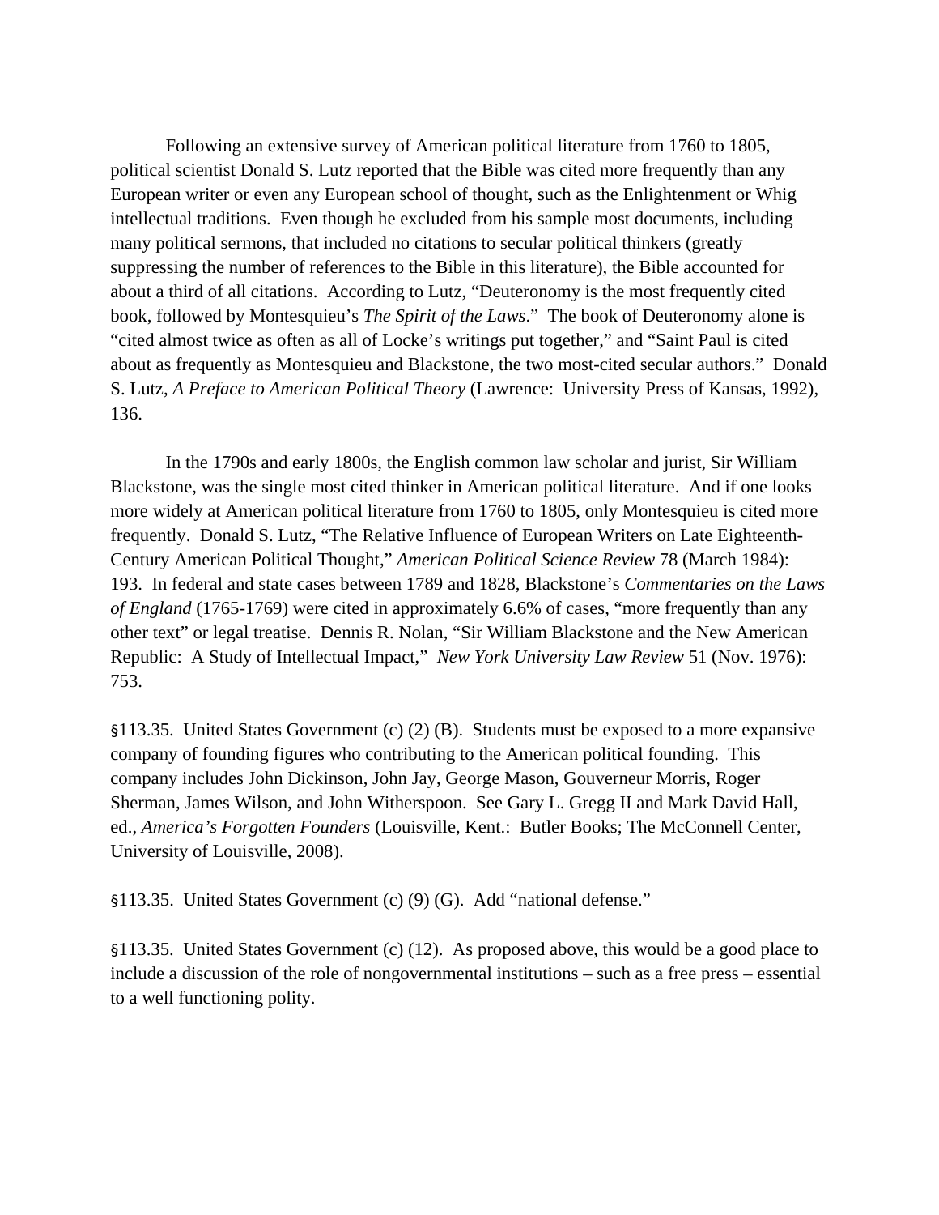Following an extensive survey of American political literature from 1760 to 1805, political scientist Donald S. Lutz reported that the Bible was cited more frequently than any European writer or even any European school of thought, such as the Enlightenment or Whig intellectual traditions.  Even though he excluded from his sample most documents, including many political sermons, that included no citations to secular political thinkers (greatly suppressing the number of references to the Bible in this literature), the Bible accounted for about a third of all citations.  According to Lutz, "Deuteronomy is the most frequently cited book, followed by Montesquieu's *The Spirit of the Laws*."  The book of Deuteronomy alone is "cited almost twice as often as all of Locke's writings put together," and "Saint Paul is cited about as frequently as Montesquieu and Blackstone, the two most-cited secular authors."  Donald S. Lutz, *A Preface to American Political Theory* (Lawrence:  University Press of Kansas, 1992), 136.

In the 1790s and early 1800s, the English common law scholar and jurist, Sir William Blackstone, was the single most cited thinker in American political literature.  And if one looks more widely at American political literature from 1760 to 1805, only Montesquieu is cited more frequently.  Donald S. Lutz, "The Relative Influence of European Writers on Late Eighteenth-Century American Political Thought," *American Political Science Review* 78 (March 1984): 193.  In federal and state cases between 1789 and 1828, Blackstone's *Commentaries on the Laws of England* (1765-1769) were cited in approximately 6.6% of cases, "more frequently than any other text" or legal treatise.  Dennis R. Nolan, "Sir William Blackstone and the New American Republic:  A Study of Intellectual Impact," *New York University Law Review* 51 (Nov. 1976): 753.

§113.35.  United States Government (c) (2) (B).  Students must be exposed to a more expansive company of founding figures who contributing to the American political founding.  This company includes John Dickinson, John Jay, George Mason, Gouverneur Morris, Roger Sherman, James Wilson, and John Witherspoon.  See Gary L. Gregg II and Mark David Hall, ed., *America's Forgotten Founders* (Louisville, Kent.:  Butler Books; The McConnell Center, University of Louisville, 2008).

§113.35.  United States Government (c) (9) (G).  Add "national defense."

§113.35.  United States Government (c) (12).  As proposed above, this would be a good place to include a discussion of the role of nongovernmental institutions – such as a free press – essential to a well functioning polity.